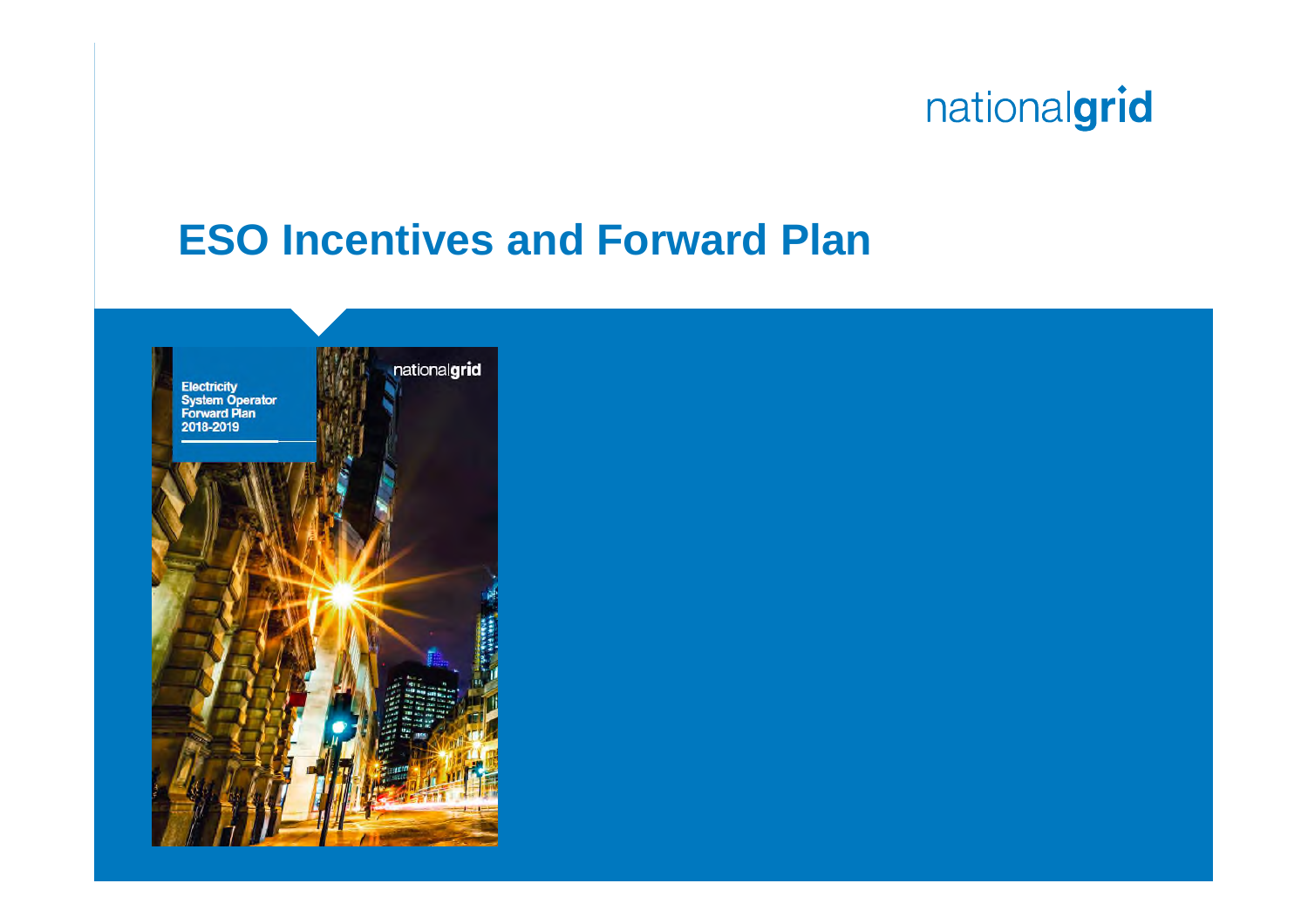# ESO Incentives and Forward Plan

Electricity System Operator Forward Plan 2018-2019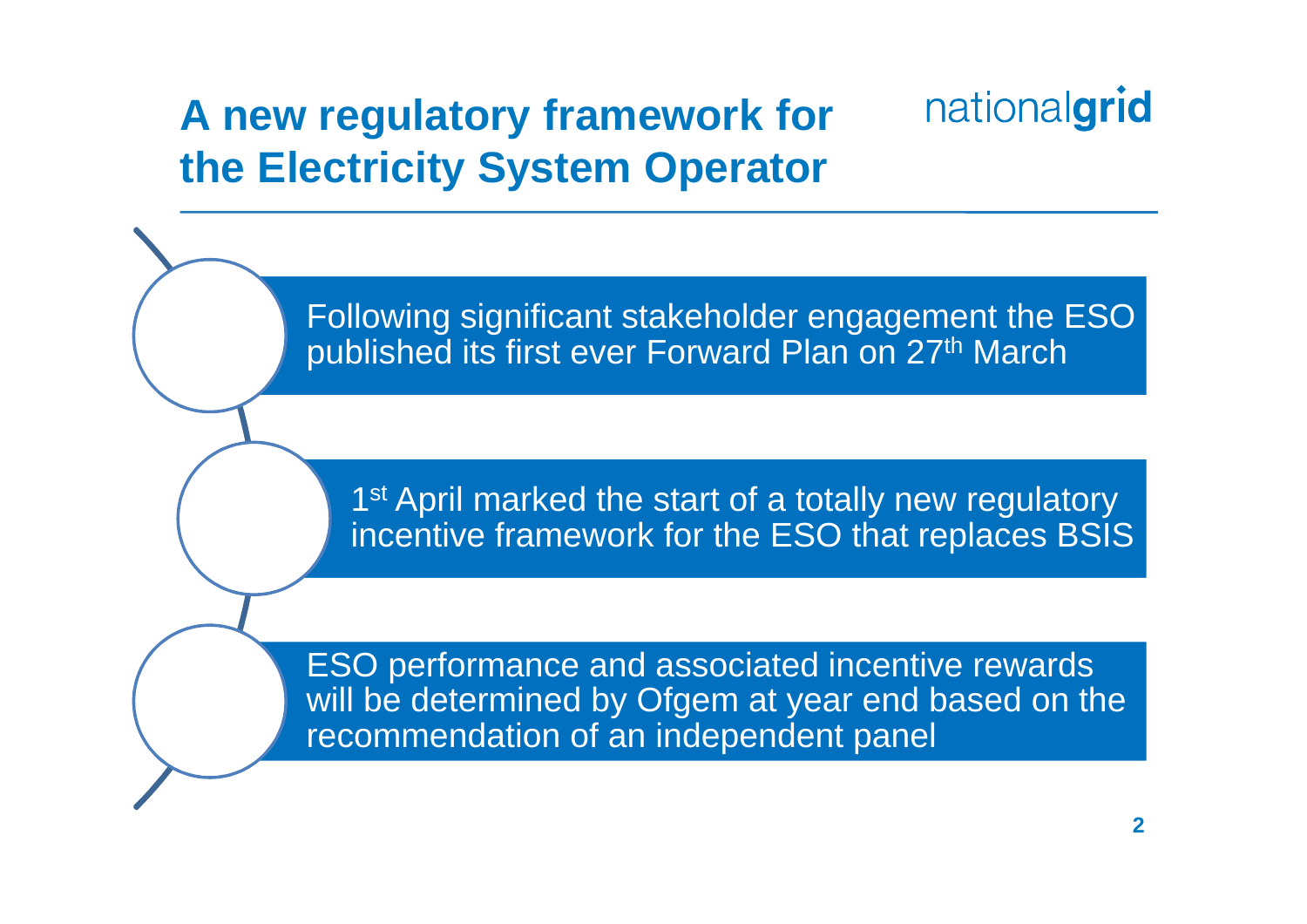# A new regulatory framework for the Electricity System Operator

nationalgrid

- Following significant stakeholder engagement the ESO published its first ever Forward Plan on 27th March
- 1st April marked the start of a totally new regulatory incentive framework for the ESO that replaces BSIS
- ESO performance and associated incentive rewards will be determined by Ofgem at year end based on the recommendation of an independent panel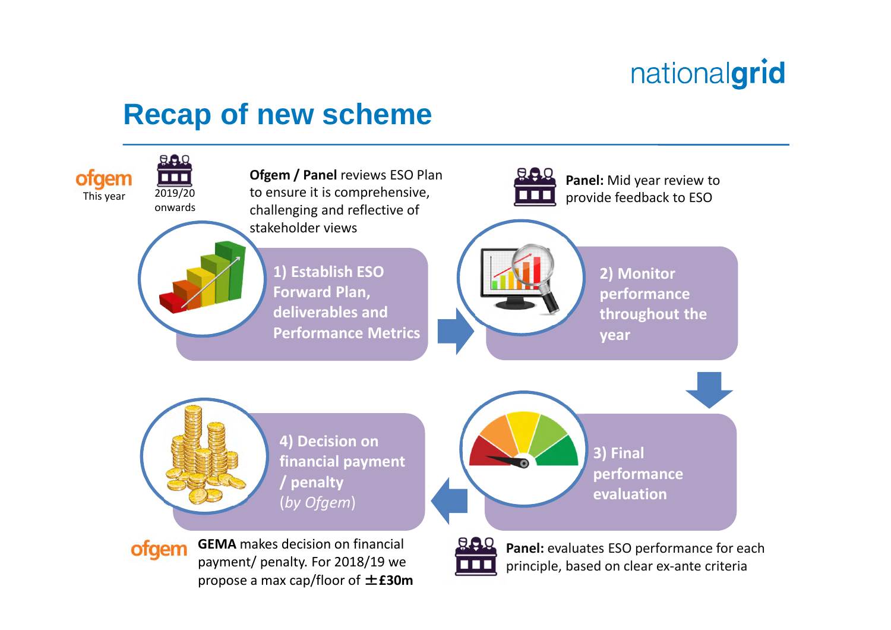# Recap of new scheme

ofgem This year

2019/20 onwards

**Ofgem / Panel** reviews ESO Plan to ensure it is comprehensive, challenging and reflective of stakeholder views

**1) Establish ESO Forward Plan, deliverables and Performance Metrics**

**Panel:** Mid year review to provide feedback to ESO

**2) Monitor performance throughout the year**

**3) Final performance evaluation**

**Panel:** evaluates ESO performance for each principle, based on clear ex-ante criteria

**4) Decision on financial payment / penalty** (*by Ofgem*)

ofgem **GEMA** makes decision on financial payment/ penalty. For 2018/19 we propose a max cap/floor of **±£30m**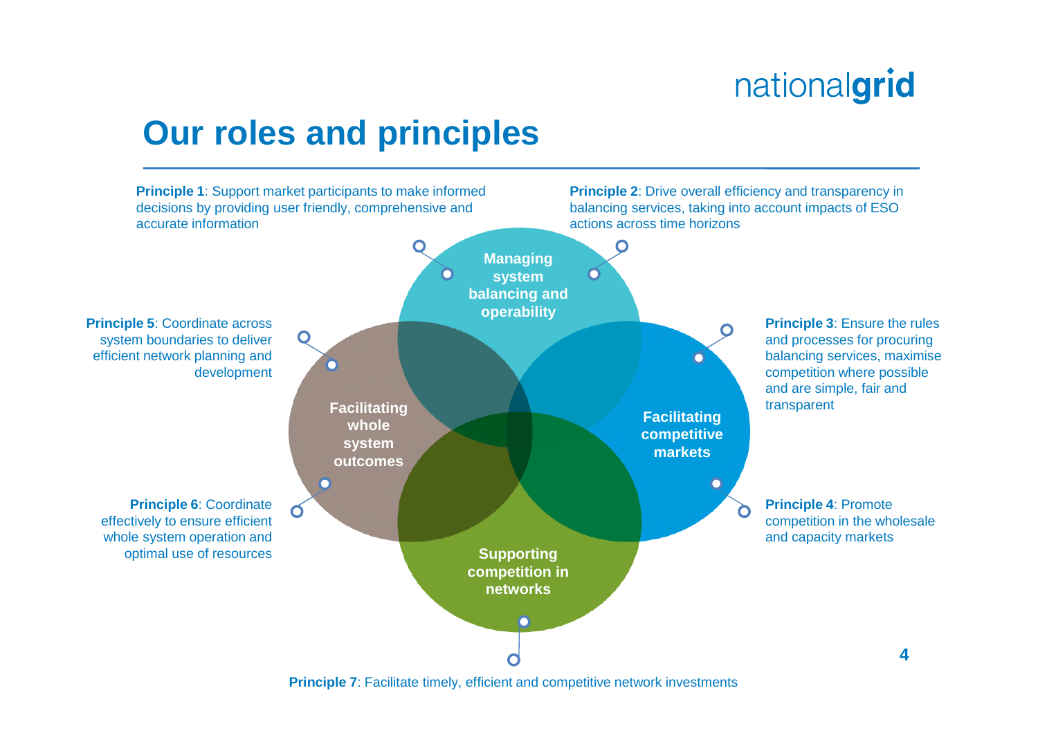# Our roles and principles

**Principle 1**: Support market participants to make informed decisions by providing user friendly, comprehensive and accurate information

**Principle 2**: Drive overall efficiency and transparency in balancing services, taking into account impacts of ESO actions across time horizons

**Managing system balancing and operability**

**Principle 5**: Coordinate across system boundaries to deliver efficient network planning and development

**Principle 3**: Ensure the rules and processes for procuring balancing services, maximise competition where possible and are simple, fair and transparent

**Facilitating whole system outcomes**

**Facilitating competitive markets**

**Principle 6**: Coordinate effectively to ensure efficient whole system operation and optimal use of resources

**Principle 4**: Promote competition in the wholesale and capacity markets

**Supporting competition in networks**

**Principle 7**: Facilitate timely, efficient and competitive network investments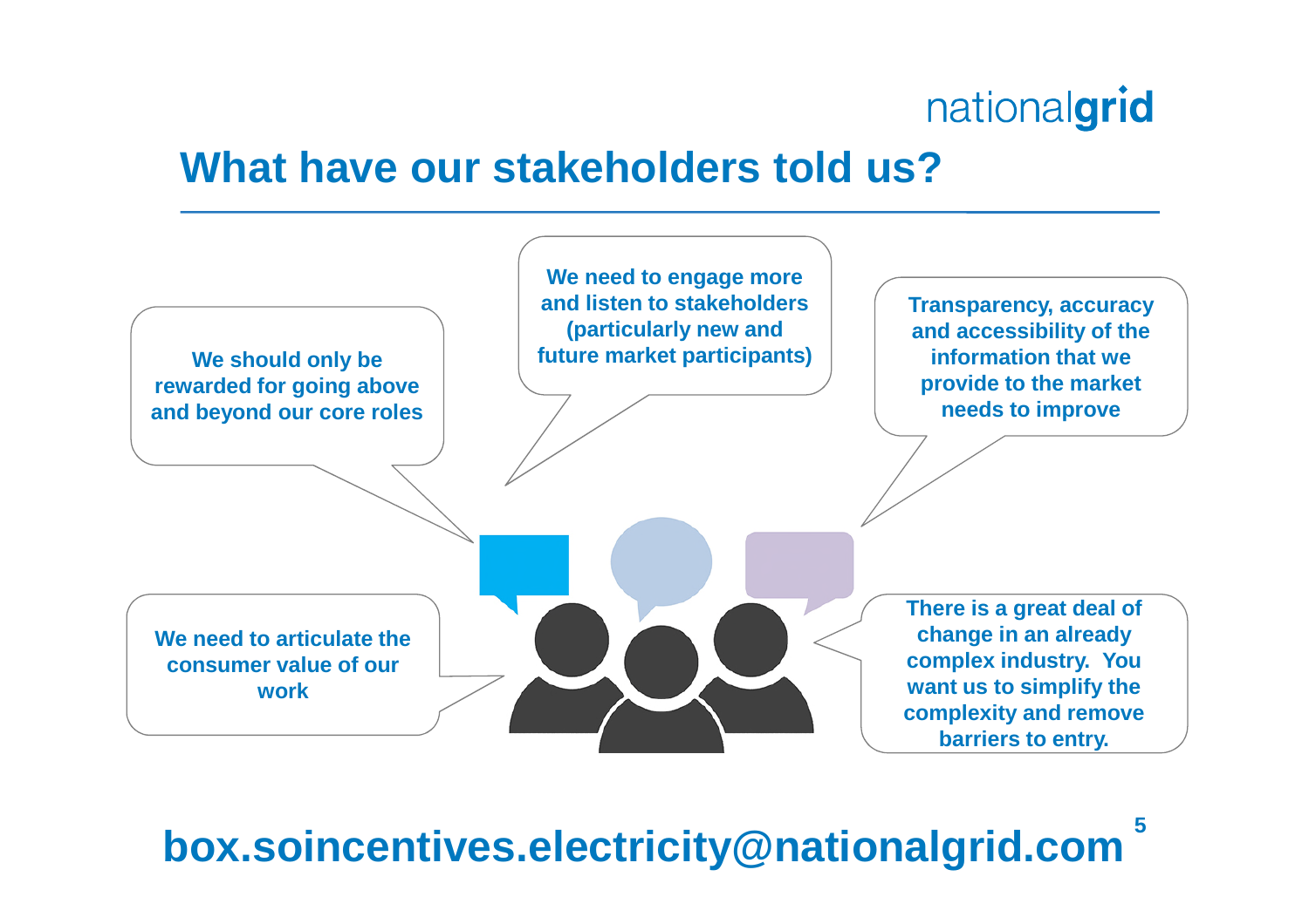# What have our stakeholders told us?

- We should only be rewarded for going above and beyond our core roles
- We need to engage more and listen to stakeholders (particularly new and future market participants)
- Transparency, accuracy and accessibility of the information that we provide to the market needs to improve
- We need to articulate the consumer value of our work
- There is a great deal of change in an already complex industry. You want us to simplify the complexity and remove barriers to entry.

**box.soincentives.electricity@nationalgrid.com**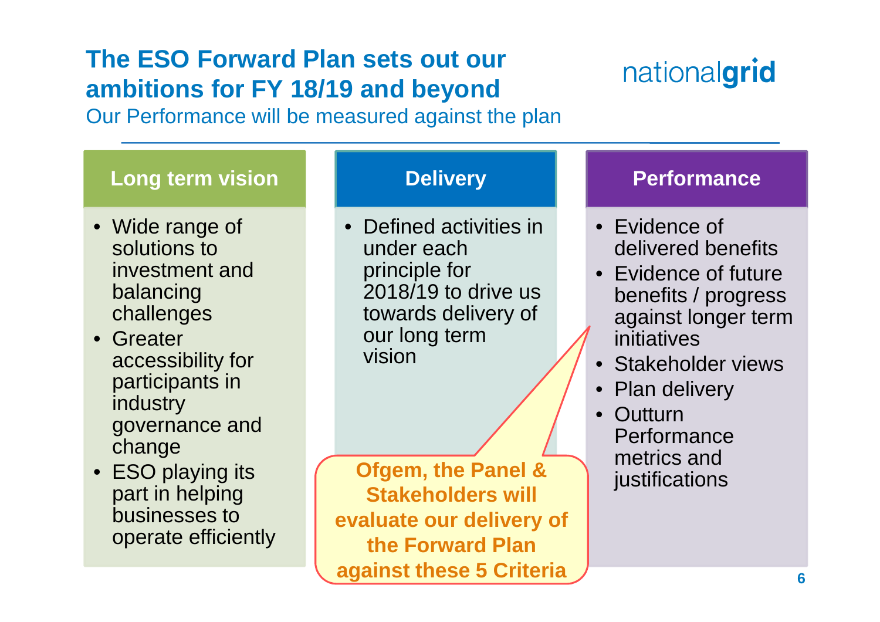# The ESO Forward Plan sets out our ambitions for FY 18/19 and beyond

Our Performance will be measured against the plan

nationalgrid

## Long term vision

- Wide range of solutions to investment and balancing challenges
- Greater accessibility for participants in industry governance and change
- ESO playing its part in helping businesses to operate efficiently

## Delivery

- Defined activities in under each principle for 2018/19 to drive us towards delivery of our long term vision

## Performance

- Evidence of delivered benefits
- Evidence of future benefits / progress against longer term initiatives
- Stakeholder views
- Plan delivery
- Outturn Performance metrics and justifications

**Ofgem, the Panel & Stakeholders will evaluate our delivery of the Forward Plan against these 5 Criteria**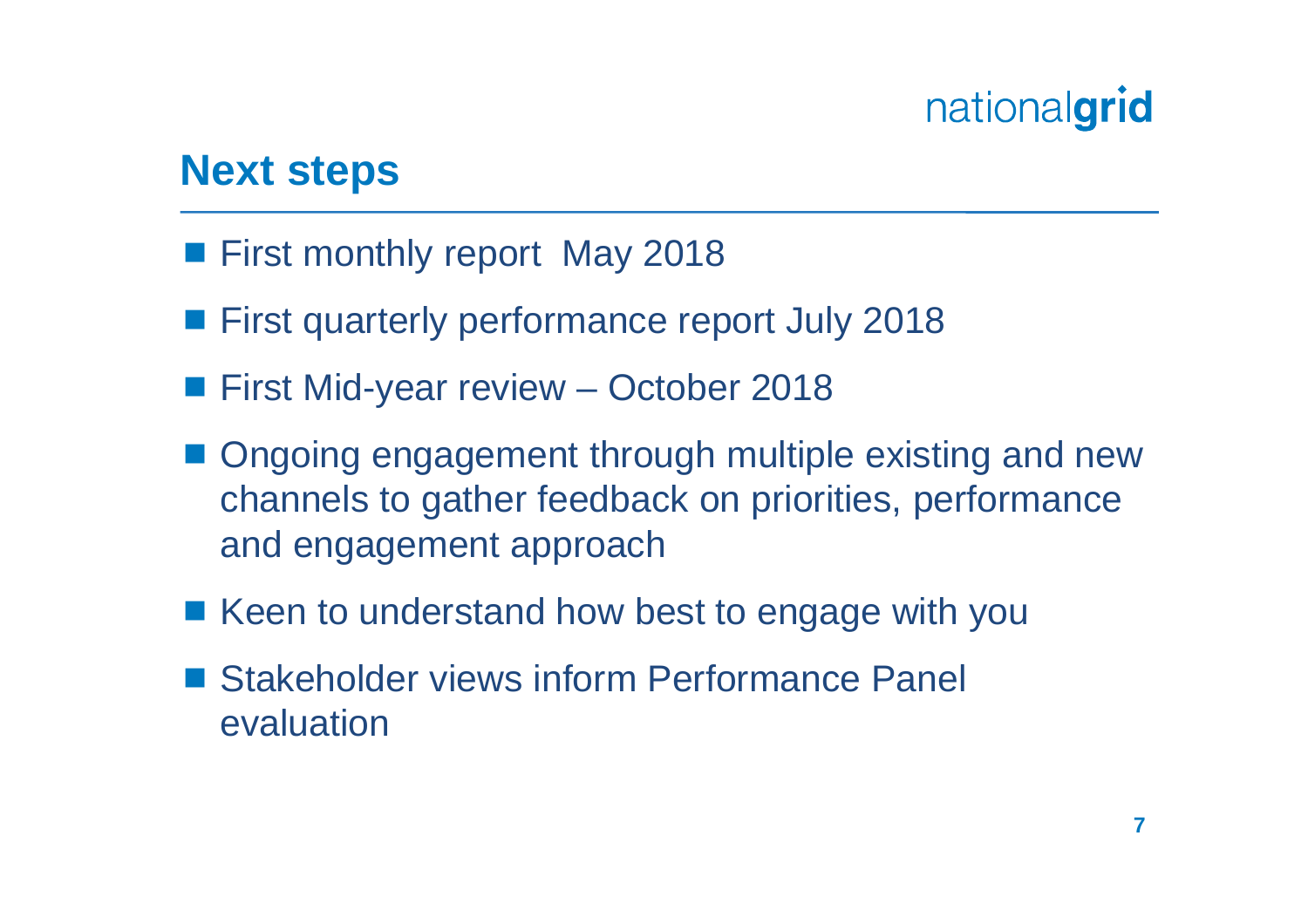nationalgrid

## Next steps

- First monthly report  May 2018
- First quarterly performance report July 2018
- First Mid-year review – October 2018
- Ongoing engagement through multiple existing and new channels to gather feedback on priorities, performance and engagement approach
- Keen to understand how best to engage with you
- Stakeholder views inform Performance Panel evaluation